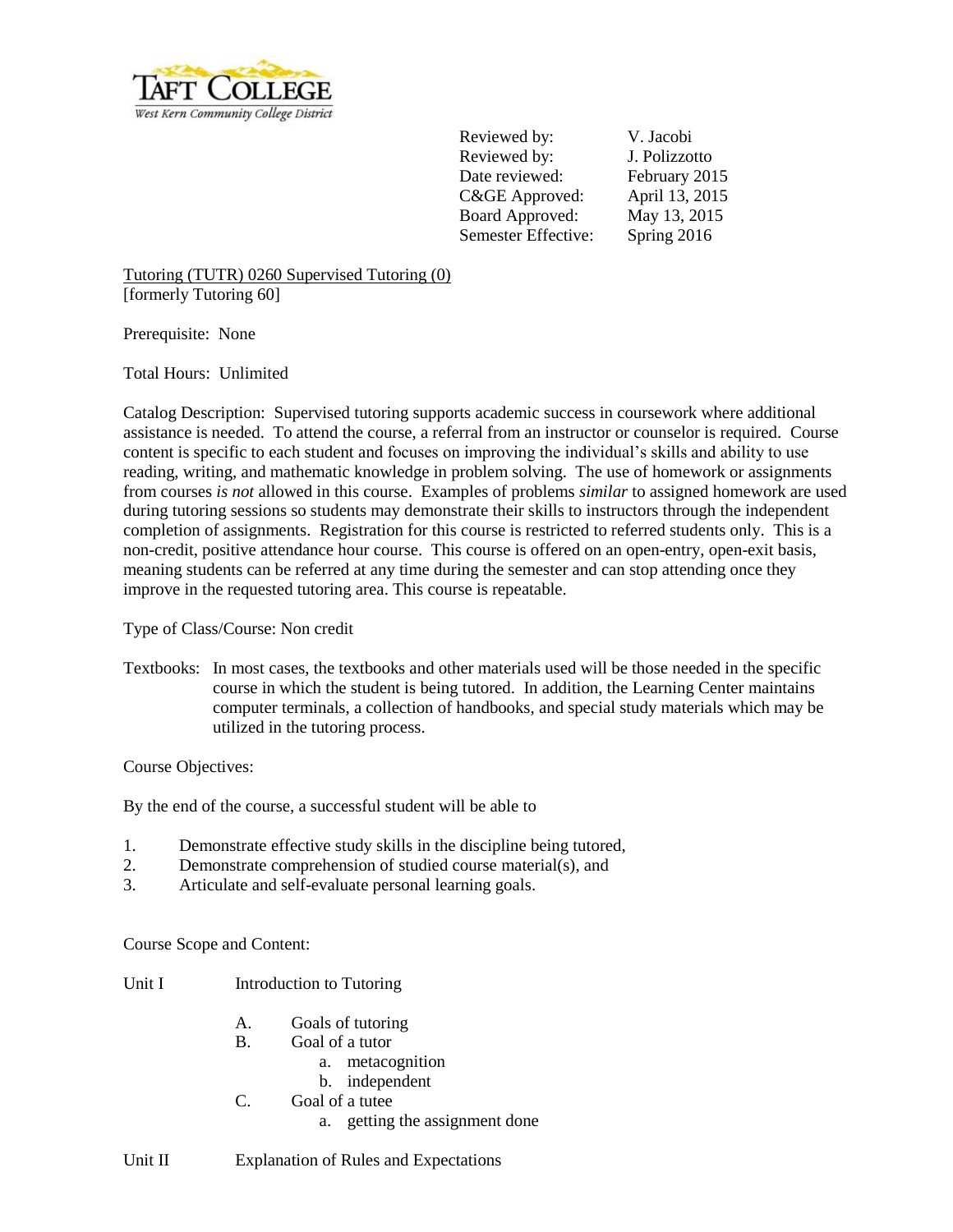| | |
|---|---|
| Reviewed by: | V. Jacobi |
| Reviewed by: | J. Polizzotto |
| Date reviewed: | February 2015 |
| C&GE Approved: | April 13, 2015 |
| Board Approved: | May 13, 2015 |
| Semester Effective: | Spring 2016 |

Tutoring (TUTR) 0260 Supervised Tutoring (0)
[formerly Tutoring 60]

Prerequisite: None

Total Hours: Unlimited

Catalog Description: Supervised tutoring supports academic success in coursework where additional assistance is needed. To attend the course, a referral from an instructor or counselor is required. Course content is specific to each student and focuses on improving the individual's skills and ability to use reading, writing, and mathematic knowledge in problem solving. The use of homework or assignments from courses *is not* allowed in this course. Examples of problems *similar* to assigned homework are used during tutoring sessions so students may demonstrate their skills to instructors through the independent completion of assignments. Registration for this course is restricted to referred students only. This is a non-credit, positive attendance hour course. This course is offered on an open-entry, open-exit basis, meaning students can be referred at any time during the semester and can stop attending once they improve in the requested tutoring area. This course is repeatable.

Type of Class/Course: Non credit

Textbooks: In most cases, the textbooks and other materials used will be those needed in the specific course in which the student is being tutored. In addition, the Learning Center maintains computer terminals, a collection of handbooks, and special study materials which may be utilized in the tutoring process.

Course Objectives:

By the end of the course, a successful student will be able to

1. Demonstrate effective study skills in the discipline being tutored,
2. Demonstrate comprehension of studied course material(s), and
3. Articulate and self-evaluate personal learning goals.

Course Scope and Content:

Unit I Introduction to Tutoring

- A. Goals of tutoring
- B. Goal of a tutor
  - a. metacognition
  - b. independent
- C. Goal of a tutee
  - a. getting the assignment done

Unit II Explanation of Rules and Expectations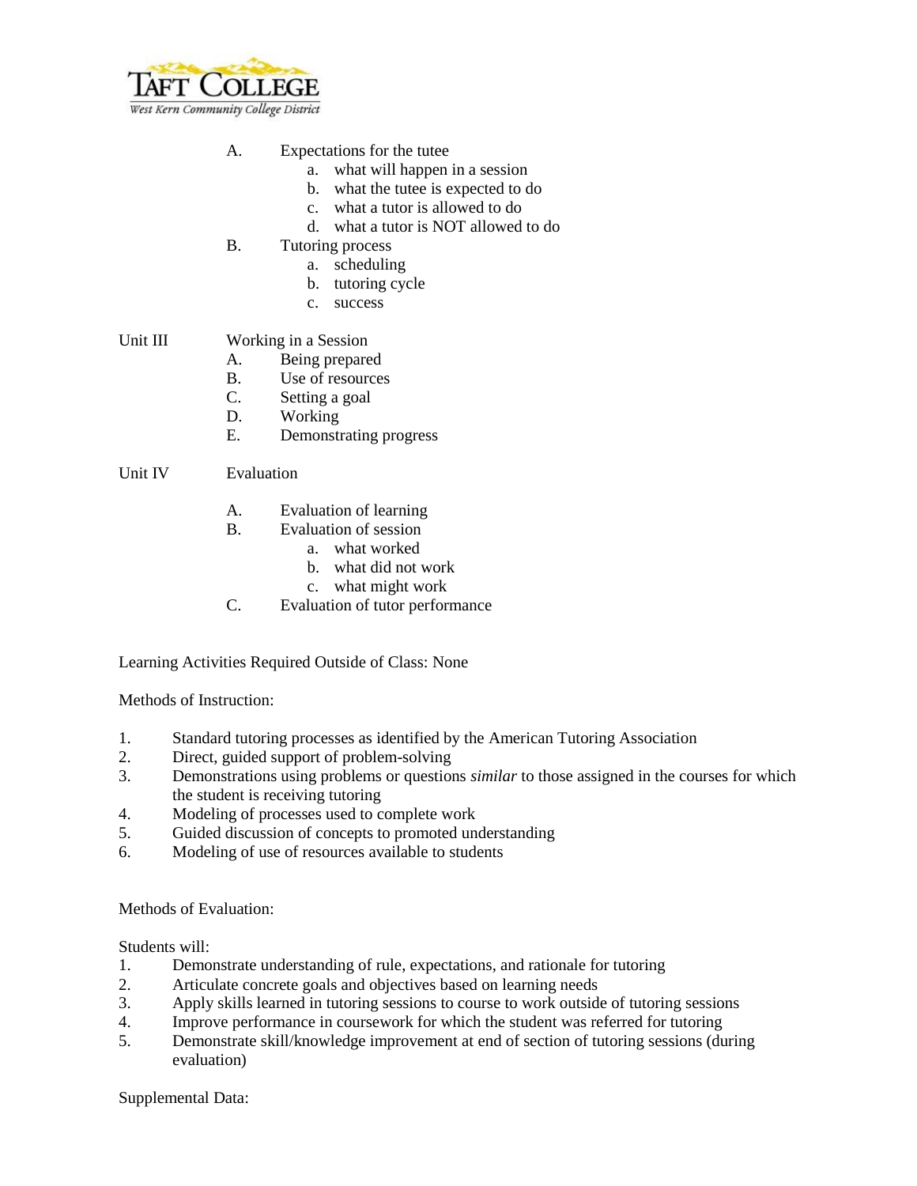A. Expectations for the tutee
   a. what will happen in a session
   b. what the tutee is expected to do
   c. what a tutor is allowed to do
   d. what a tutor is NOT allowed to do

B. Tutoring process
   a. scheduling
   b. tutoring cycle
   c. success

Unit III — Working in a Session

A. Being prepared
B. Use of resources
C. Setting a goal
D. Working
E. Demonstrating progress

Unit IV — Evaluation

A. Evaluation of learning
B. Evaluation of session
   a. what worked
   b. what did not work
   c. what might work
C. Evaluation of tutor performance

Learning Activities Required Outside of Class: None

Methods of Instruction:

1. Standard tutoring processes as identified by the American Tutoring Association
2. Direct, guided support of problem-solving
3. Demonstrations using problems or questions *similar* to those assigned in the courses for which the student is receiving tutoring
4. Modeling of processes used to complete work
5. Guided discussion of concepts to promoted understanding
6. Modeling of use of resources available to students

Methods of Evaluation:

Students will:

1. Demonstrate understanding of rule, expectations, and rationale for tutoring
2. Articulate concrete goals and objectives based on learning needs
3. Apply skills learned in tutoring sessions to course to work outside of tutoring sessions
4. Improve performance in coursework for which the student was referred for tutoring
5. Demonstrate skill/knowledge improvement at end of section of tutoring sessions (during evaluation)

Supplemental Data: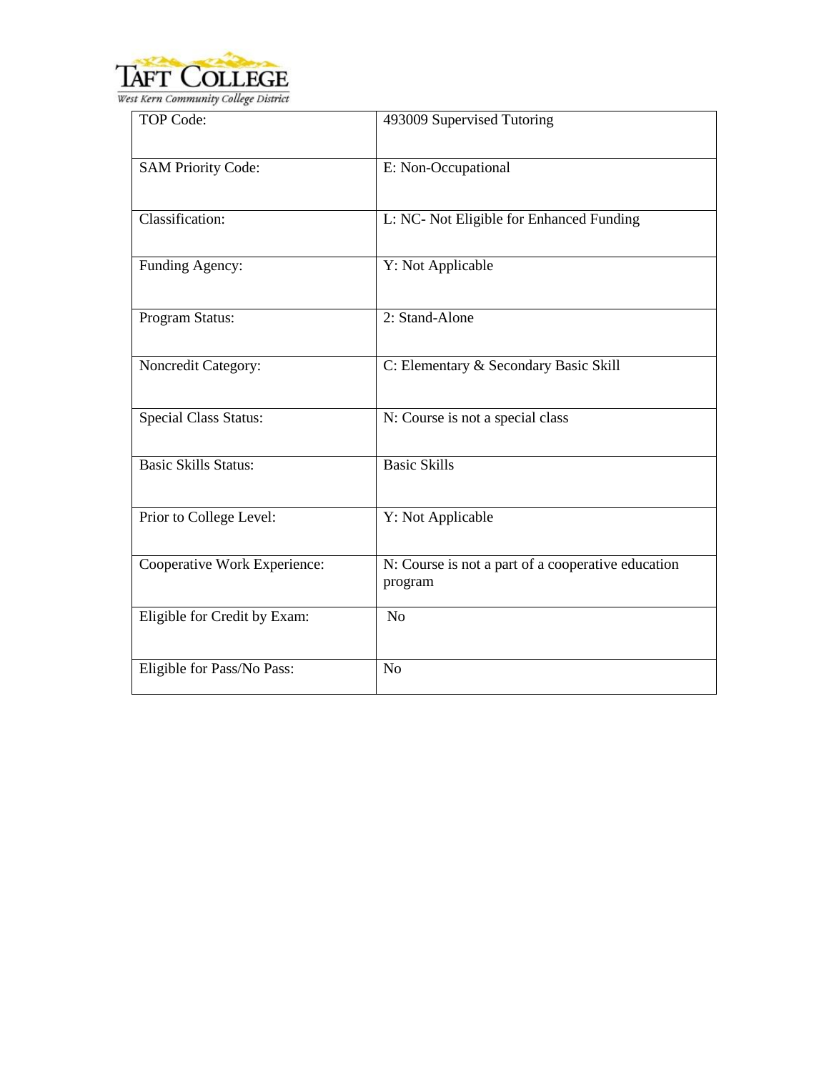| | |
|---|---|
| TOP Code: | 493009 Supervised Tutoring |
| SAM Priority Code: | E: Non-Occupational |
| Classification: | L: NC- Not Eligible for Enhanced Funding |
| Funding Agency: | Y: Not Applicable |
| Program Status: | 2: Stand-Alone |
| Noncredit Category: | C: Elementary & Secondary Basic Skill |
| Special Class Status: | N: Course is not a special class |
| Basic Skills Status: | Basic Skills |
| Prior to College Level: | Y: Not Applicable |
| Cooperative Work Experience: | N: Course is not a part of a cooperative education program |
| Eligible for Credit by Exam: | No |
| Eligible for Pass/No Pass: | No |